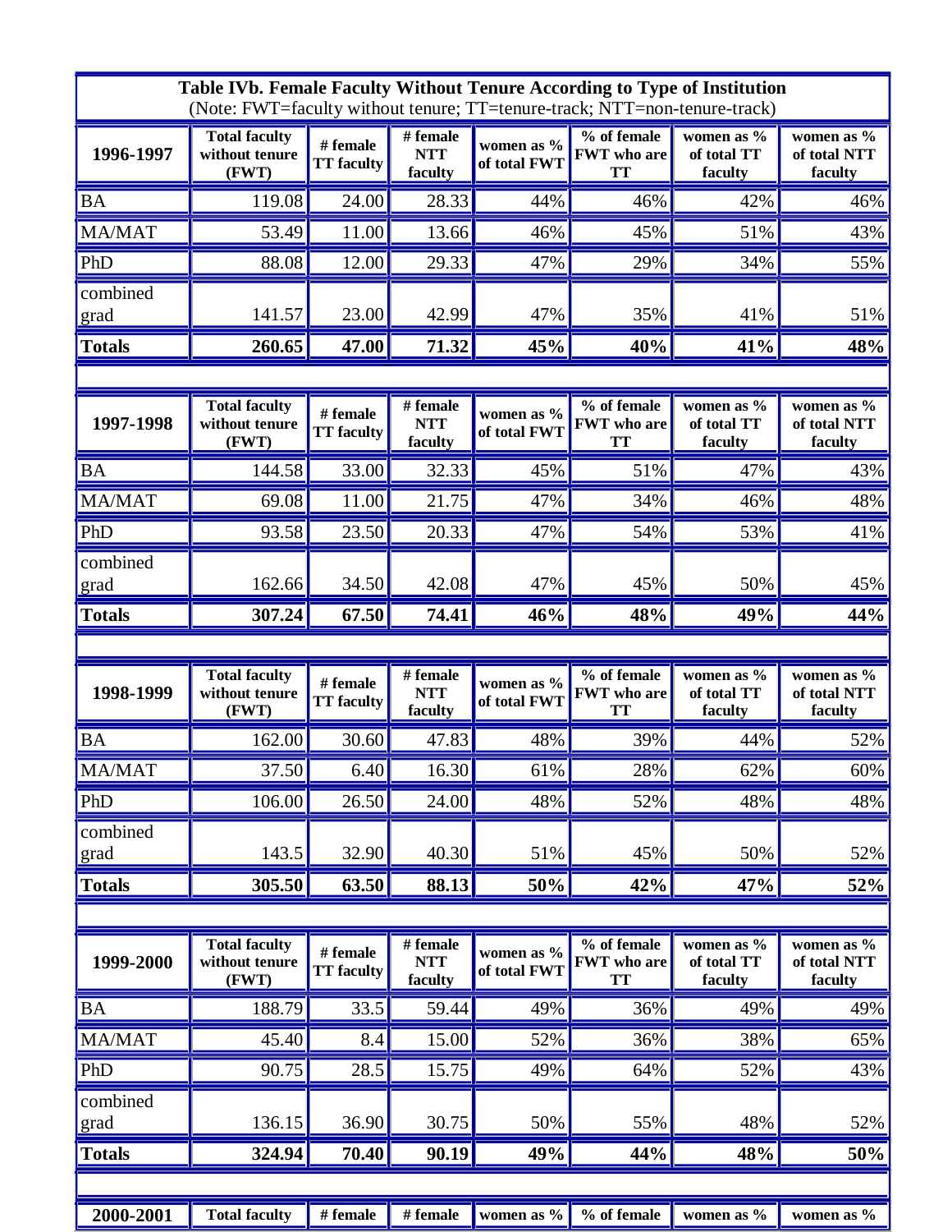**Table IVb. Female Faculty Without Tenure According to Type of Institution**
(Note: FWT=faculty without tenure; TT=tenure-track; NTT=non-tenure-track)

| 1996-1997 | Total faculty without tenure (FWT) | # female TT faculty | # female NTT faculty | women as % of total FWT | % of female FWT who are TT | women as % of total TT faculty | women as % of total NTT faculty |
|---|---|---|---|---|---|---|---|
| BA | 119.08 | 24.00 | 28.33 | 44% | 46% | 42% | 46% |
| MA/MAT | 53.49 | 11.00 | 13.66 | 46% | 45% | 51% | 43% |
| PhD | 88.08 | 12.00 | 29.33 | 47% | 29% | 34% | 55% |
| combined grad | 141.57 | 23.00 | 42.99 | 47% | 35% | 41% | 51% |
| **Totals** | **260.65** | **47.00** | **71.32** | **45%** | **40%** | **41%** | **48%** |

| 1997-1998 | Total faculty without tenure (FWT) | # female TT faculty | # female NTT faculty | women as % of total FWT | % of female FWT who are TT | women as % of total TT faculty | women as % of total NTT faculty |
|---|---|---|---|---|---|---|---|
| BA | 144.58 | 33.00 | 32.33 | 45% | 51% | 47% | 43% |
| MA/MAT | 69.08 | 11.00 | 21.75 | 47% | 34% | 46% | 48% |
| PhD | 93.58 | 23.50 | 20.33 | 47% | 54% | 53% | 41% |
| combined grad | 162.66 | 34.50 | 42.08 | 47% | 45% | 50% | 45% |
| **Totals** | **307.24** | **67.50** | **74.41** | **46%** | **48%** | **49%** | **44%** |

| 1998-1999 | Total faculty without tenure (FWT) | # female TT faculty | # female NTT faculty | women as % of total FWT | % of female FWT who are TT | women as % of total TT faculty | women as % of total NTT faculty |
|---|---|---|---|---|---|---|---|
| BA | 162.00 | 30.60 | 47.83 | 48% | 39% | 44% | 52% |
| MA/MAT | 37.50 | 6.40 | 16.30 | 61% | 28% | 62% | 60% |
| PhD | 106.00 | 26.50 | 24.00 | 48% | 52% | 48% | 48% |
| combined grad | 143.5 | 32.90 | 40.30 | 51% | 45% | 50% | 52% |
| **Totals** | **305.50** | **63.50** | **88.13** | **50%** | **42%** | **47%** | **52%** |

| 1999-2000 | Total faculty without tenure (FWT) | # female TT faculty | # female NTT faculty | women as % of total FWT | % of female FWT who are TT | women as % of total TT faculty | women as % of total NTT faculty |
|---|---|---|---|---|---|---|---|
| BA | 188.79 | 33.5 | 59.44 | 49% | 36% | 49% | 49% |
| MA/MAT | 45.40 | 8.4 | 15.00 | 52% | 36% | 38% | 65% |
| PhD | 90.75 | 28.5 | 15.75 | 49% | 64% | 52% | 43% |
| combined grad | 136.15 | 36.90 | 30.75 | 50% | 55% | 48% | 52% |
| **Totals** | **324.94** | **70.40** | **90.19** | **49%** | **44%** | **48%** | **50%** |

| 2000-2001 | Total faculty | # female | # female | women as % | % of female | women as % | women as % |
|---|---|---|---|---|---|---|---|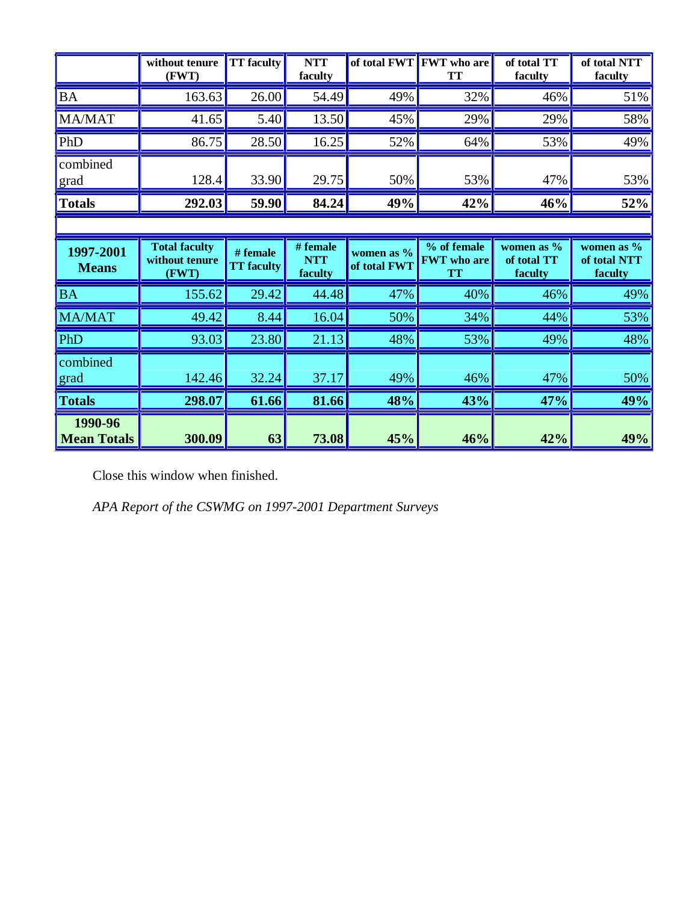| | without tenure (FWT) | TT faculty | NTT faculty | of total FWT | FWT who are TT | of total TT faculty | of total NTT faculty |
|---|---|---|---|---|---|---|---|
| BA | 163.63 | 26.00 | 54.49 | 49% | 32% | 46% | 51% |
| MA/MAT | 41.65 | 5.40 | 13.50 | 45% | 29% | 29% | 58% |
| PhD | 86.75 | 28.50 | 16.25 | 52% | 64% | 53% | 49% |
| combined grad | 128.4 | 33.90 | 29.75 | 50% | 53% | 47% | 53% |
| **Totals** | **292.03** | **59.90** | **84.24** | **49%** | **42%** | **46%** | **52%** |
| | | | | | | | |
| **1997-2001 Means** | **Total faculty without tenure (FWT)** | **# female TT faculty** | **# female NTT faculty** | **women as % of total FWT** | **% of female FWT who are TT** | **women as % of total TT faculty** | **women as % of total NTT faculty** |
| BA | 155.62 | 29.42 | 44.48 | 47% | 40% | 46% | 49% |
| MA/MAT | 49.42 | 8.44 | 16.04 | 50% | 34% | 44% | 53% |
| PhD | 93.03 | 23.80 | 21.13 | 48% | 53% | 49% | 48% |
| combined grad | 142.46 | 32.24 | 37.17 | 49% | 46% | 47% | 50% |
| **Totals** | **298.07** | **61.66** | **81.66** | **48%** | **43%** | **47%** | **49%** |
| **1990-96 Mean Totals** | **300.09** | **63** | **73.08** | **45%** | **46%** | **42%** | **49%** |

Close this window when finished.

*APA Report of the CSWMG on 1997-2001 Department Surveys*